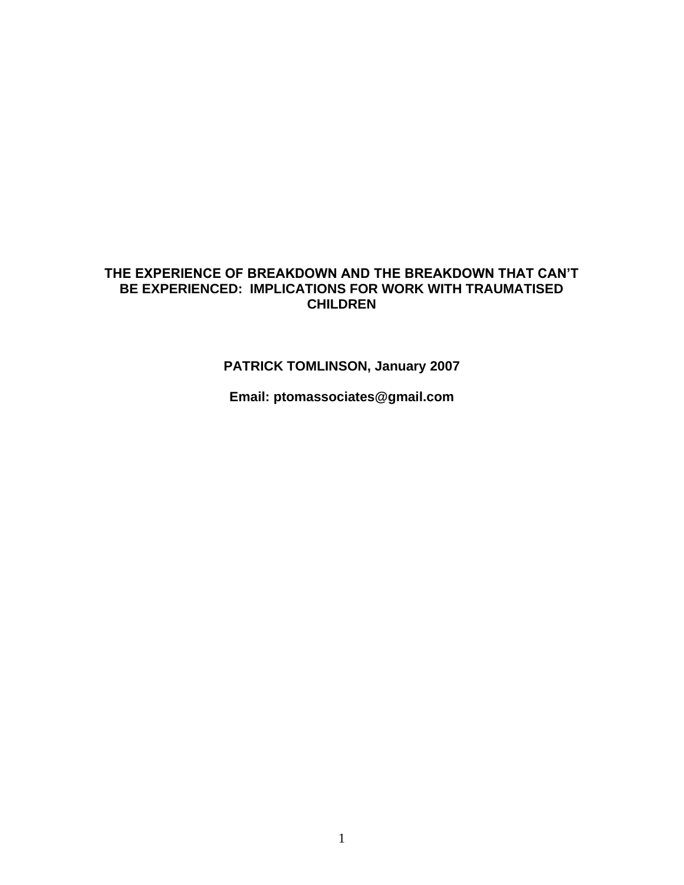# THE EXPERIENCE OF BREAKDOWN AND THE BREAKDOWN THAT CAN'T BE EXPERIENCED: IMPLICATIONS FOR WORK WITH TRAUMATISED CHILDREN

**PATRICK TOMLINSON, January 2007**

**Email: ptomassociates@gmail.com**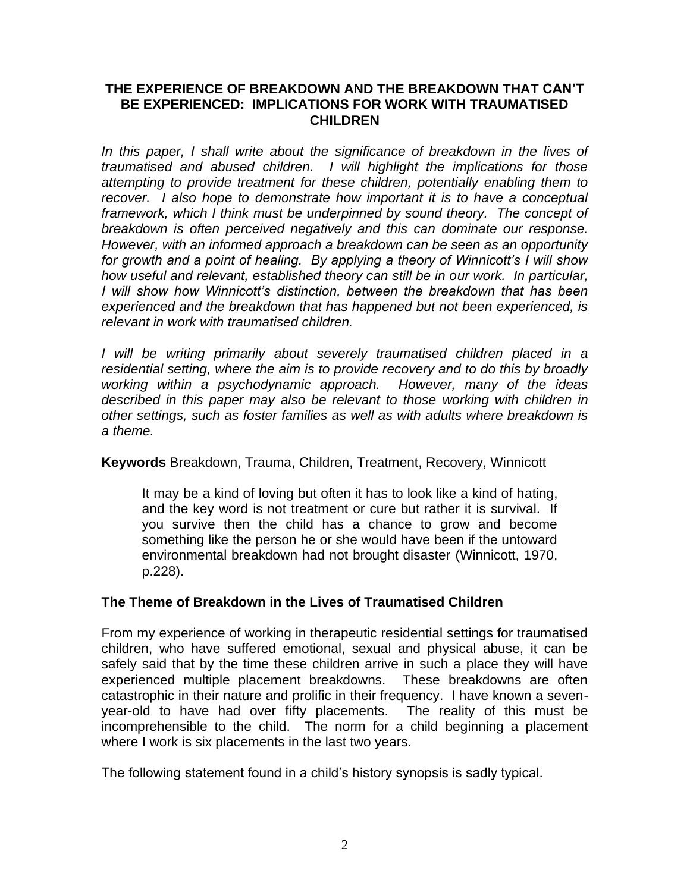# THE EXPERIENCE OF BREAKDOWN AND THE BREAKDOWN THAT CAN'T BE EXPERIENCED: IMPLICATIONS FOR WORK WITH TRAUMATISED CHILDREN

*In this paper, I shall write about the significance of breakdown in the lives of traumatised and abused children. I will highlight the implications for those attempting to provide treatment for these children, potentially enabling them to recover. I also hope to demonstrate how important it is to have a conceptual framework, which I think must be underpinned by sound theory. The concept of breakdown is often perceived negatively and this can dominate our response. However, with an informed approach a breakdown can be seen as an opportunity for growth and a point of healing. By applying a theory of Winnicott's I will show how useful and relevant, established theory can still be in our work. In particular, I will show how Winnicott's distinction, between the breakdown that has been experienced and the breakdown that has happened but not been experienced, is relevant in work with traumatised children.*

*I will be writing primarily about severely traumatised children placed in a residential setting, where the aim is to provide recovery and to do this by broadly working within a psychodynamic approach. However, many of the ideas described in this paper may also be relevant to those working with children in other settings, such as foster families as well as with adults where breakdown is a theme.*

**Keywords** Breakdown, Trauma, Children, Treatment, Recovery, Winnicott

> It may be a kind of loving but often it has to look like a kind of hating, and the key word is not treatment or cure but rather it is survival. If you survive then the child has a chance to grow and become something like the person he or she would have been if the untoward environmental breakdown had not brought disaster (Winnicott, 1970, p.228).

## The Theme of Breakdown in the Lives of Traumatised Children

From my experience of working in therapeutic residential settings for traumatised children, who have suffered emotional, sexual and physical abuse, it can be safely said that by the time these children arrive in such a place they will have experienced multiple placement breakdowns. These breakdowns are often catastrophic in their nature and prolific in their frequency. I have known a seven-year-old to have had over fifty placements. The reality of this must be incomprehensible to the child. The norm for a child beginning a placement where I work is six placements in the last two years.

The following statement found in a child's history synopsis is sadly typical.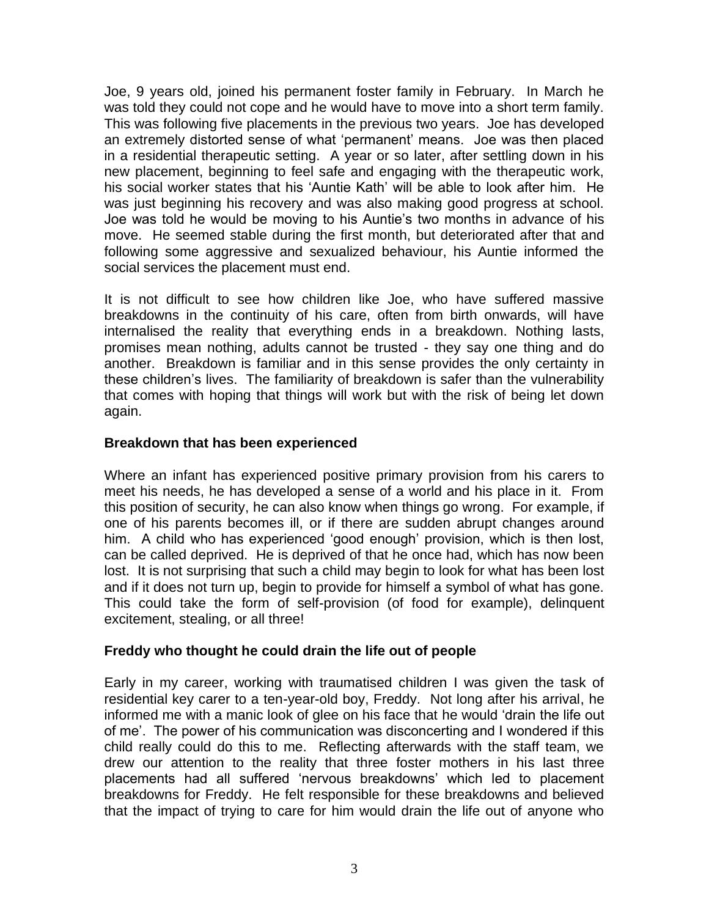Joe, 9 years old, joined his permanent foster family in February. In March he was told they could not cope and he would have to move into a short term family. This was following five placements in the previous two years. Joe has developed an extremely distorted sense of what 'permanent' means. Joe was then placed in a residential therapeutic setting. A year or so later, after settling down in his new placement, beginning to feel safe and engaging with the therapeutic work, his social worker states that his 'Auntie Kath' will be able to look after him. He was just beginning his recovery and was also making good progress at school. Joe was told he would be moving to his Auntie's two months in advance of his move. He seemed stable during the first month, but deteriorated after that and following some aggressive and sexualized behaviour, his Auntie informed the social services the placement must end.

It is not difficult to see how children like Joe, who have suffered massive breakdowns in the continuity of his care, often from birth onwards, will have internalised the reality that everything ends in a breakdown. Nothing lasts, promises mean nothing, adults cannot be trusted - they say one thing and do another. Breakdown is familiar and in this sense provides the only certainty in these children's lives. The familiarity of breakdown is safer than the vulnerability that comes with hoping that things will work but with the risk of being let down again.

**Breakdown that has been experienced**

Where an infant has experienced positive primary provision from his carers to meet his needs, he has developed a sense of a world and his place in it. From this position of security, he can also know when things go wrong. For example, if one of his parents becomes ill, or if there are sudden abrupt changes around him. A child who has experienced 'good enough' provision, which is then lost, can be called deprived. He is deprived of that he once had, which has now been lost. It is not surprising that such a child may begin to look for what has been lost and if it does not turn up, begin to provide for himself a symbol of what has gone. This could take the form of self-provision (of food for example), delinquent excitement, stealing, or all three!

**Freddy who thought he could drain the life out of people**

Early in my career, working with traumatised children I was given the task of residential key carer to a ten-year-old boy, Freddy. Not long after his arrival, he informed me with a manic look of glee on his face that he would 'drain the life out of me'. The power of his communication was disconcerting and I wondered if this child really could do this to me. Reflecting afterwards with the staff team, we drew our attention to the reality that three foster mothers in his last three placements had all suffered 'nervous breakdowns' which led to placement breakdowns for Freddy. He felt responsible for these breakdowns and believed that the impact of trying to care for him would drain the life out of anyone who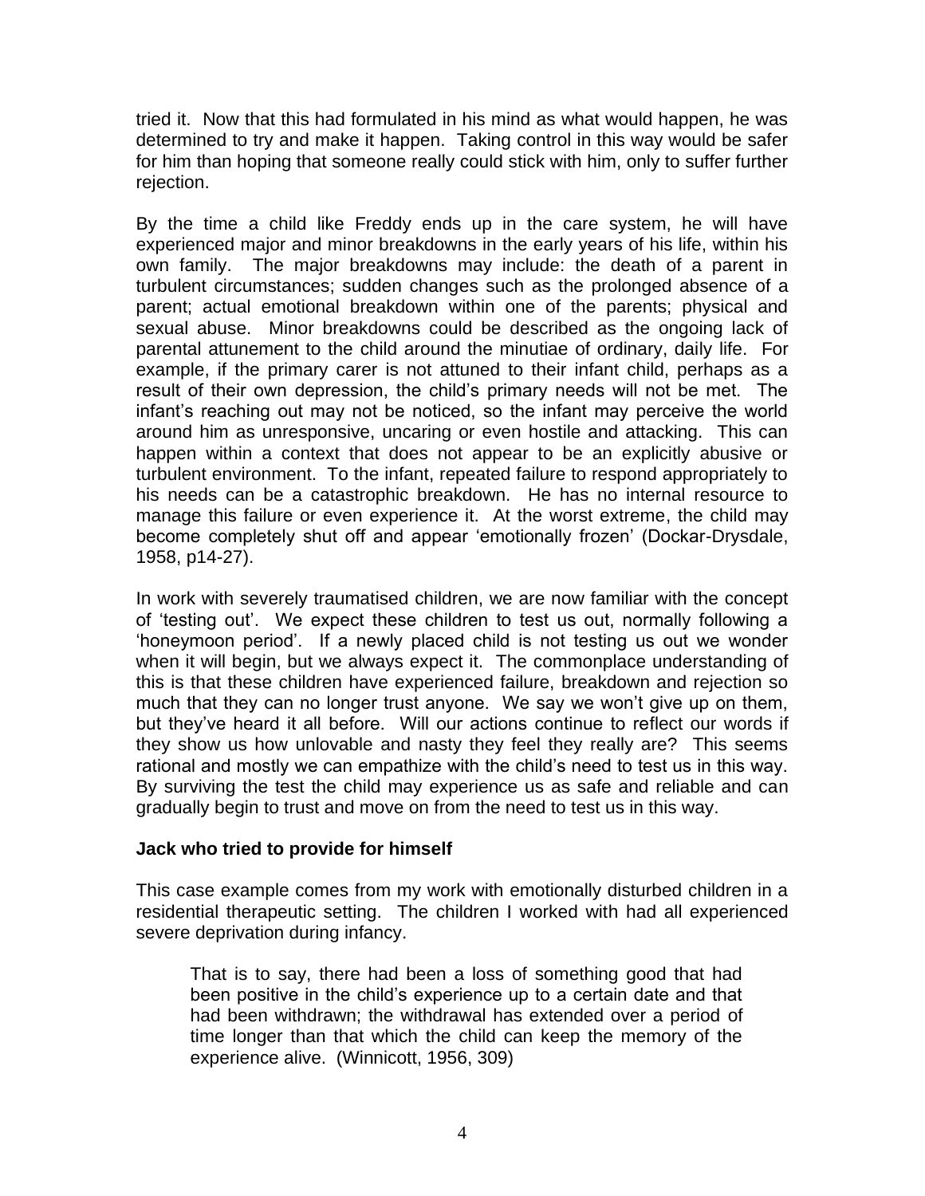tried it. Now that this had formulated in his mind as what would happen, he was determined to try and make it happen. Taking control in this way would be safer for him than hoping that someone really could stick with him, only to suffer further rejection.

By the time a child like Freddy ends up in the care system, he will have experienced major and minor breakdowns in the early years of his life, within his own family. The major breakdowns may include: the death of a parent in turbulent circumstances; sudden changes such as the prolonged absence of a parent; actual emotional breakdown within one of the parents; physical and sexual abuse. Minor breakdowns could be described as the ongoing lack of parental attunement to the child around the minutiae of ordinary, daily life. For example, if the primary carer is not attuned to their infant child, perhaps as a result of their own depression, the child's primary needs will not be met. The infant's reaching out may not be noticed, so the infant may perceive the world around him as unresponsive, uncaring or even hostile and attacking. This can happen within a context that does not appear to be an explicitly abusive or turbulent environment. To the infant, repeated failure to respond appropriately to his needs can be a catastrophic breakdown. He has no internal resource to manage this failure or even experience it. At the worst extreme, the child may become completely shut off and appear 'emotionally frozen' (Dockar-Drysdale, 1958, p14-27).

In work with severely traumatised children, we are now familiar with the concept of 'testing out'. We expect these children to test us out, normally following a 'honeymoon period'. If a newly placed child is not testing us out we wonder when it will begin, but we always expect it. The commonplace understanding of this is that these children have experienced failure, breakdown and rejection so much that they can no longer trust anyone. We say we won't give up on them, but they've heard it all before. Will our actions continue to reflect our words if they show us how unlovable and nasty they feel they really are? This seems rational and mostly we can empathize with the child's need to test us in this way. By surviving the test the child may experience us as safe and reliable and can gradually begin to trust and move on from the need to test us in this way.

**Jack who tried to provide for himself**

This case example comes from my work with emotionally disturbed children in a residential therapeutic setting. The children I worked with had all experienced severe deprivation during infancy.

> That is to say, there had been a loss of something good that had been positive in the child's experience up to a certain date and that had been withdrawn; the withdrawal has extended over a period of time longer than that which the child can keep the memory of the experience alive. (Winnicott, 1956, 309)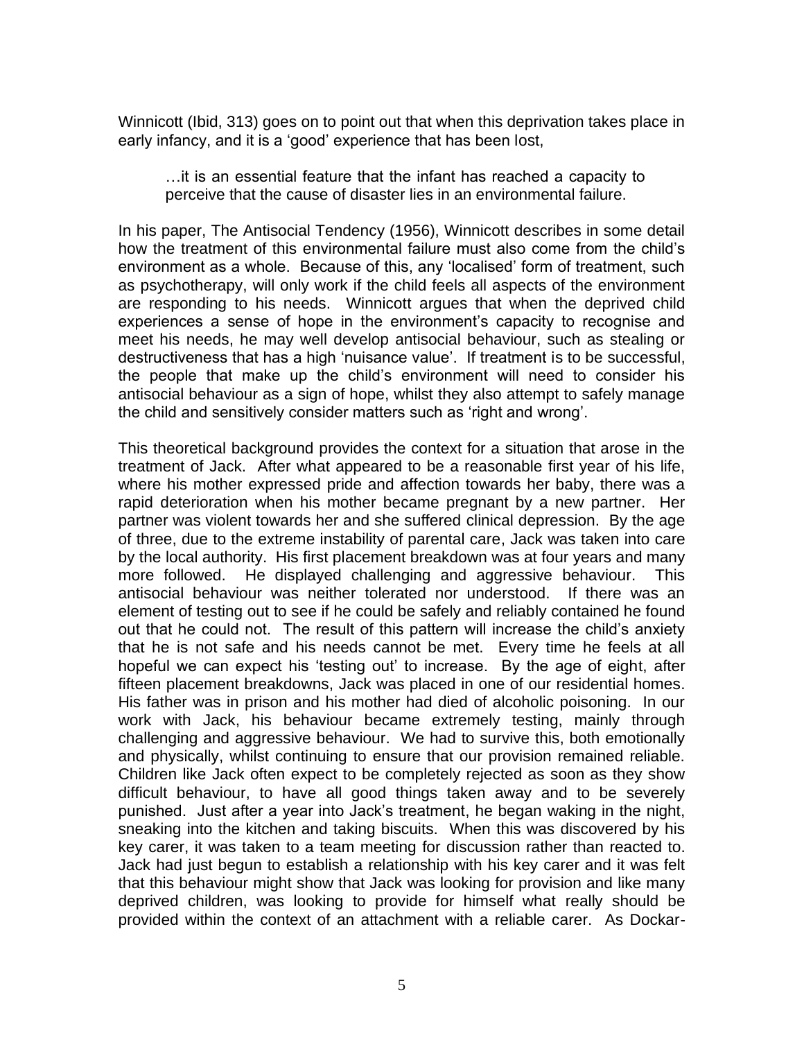Winnicott (Ibid, 313) goes on to point out that when this deprivation takes place in early infancy, and it is a 'good' experience that has been lost,

> …it is an essential feature that the infant has reached a capacity to perceive that the cause of disaster lies in an environmental failure.

In his paper, The Antisocial Tendency (1956), Winnicott describes in some detail how the treatment of this environmental failure must also come from the child's environment as a whole. Because of this, any 'localised' form of treatment, such as psychotherapy, will only work if the child feels all aspects of the environment are responding to his needs. Winnicott argues that when the deprived child experiences a sense of hope in the environment's capacity to recognise and meet his needs, he may well develop antisocial behaviour, such as stealing or destructiveness that has a high 'nuisance value'. If treatment is to be successful, the people that make up the child's environment will need to consider his antisocial behaviour as a sign of hope, whilst they also attempt to safely manage the child and sensitively consider matters such as 'right and wrong'.

This theoretical background provides the context for a situation that arose in the treatment of Jack. After what appeared to be a reasonable first year of his life, where his mother expressed pride and affection towards her baby, there was a rapid deterioration when his mother became pregnant by a new partner. Her partner was violent towards her and she suffered clinical depression. By the age of three, due to the extreme instability of parental care, Jack was taken into care by the local authority. His first placement breakdown was at four years and many more followed. He displayed challenging and aggressive behaviour. This antisocial behaviour was neither tolerated nor understood. If there was an element of testing out to see if he could be safely and reliably contained he found out that he could not. The result of this pattern will increase the child's anxiety that he is not safe and his needs cannot be met. Every time he feels at all hopeful we can expect his 'testing out' to increase. By the age of eight, after fifteen placement breakdowns, Jack was placed in one of our residential homes. His father was in prison and his mother had died of alcoholic poisoning. In our work with Jack, his behaviour became extremely testing, mainly through challenging and aggressive behaviour. We had to survive this, both emotionally and physically, whilst continuing to ensure that our provision remained reliable. Children like Jack often expect to be completely rejected as soon as they show difficult behaviour, to have all good things taken away and to be severely punished. Just after a year into Jack's treatment, he began waking in the night, sneaking into the kitchen and taking biscuits. When this was discovered by his key carer, it was taken to a team meeting for discussion rather than reacted to. Jack had just begun to establish a relationship with his key carer and it was felt that this behaviour might show that Jack was looking for provision and like many deprived children, was looking to provide for himself what really should be provided within the context of an attachment with a reliable carer. As Dockar-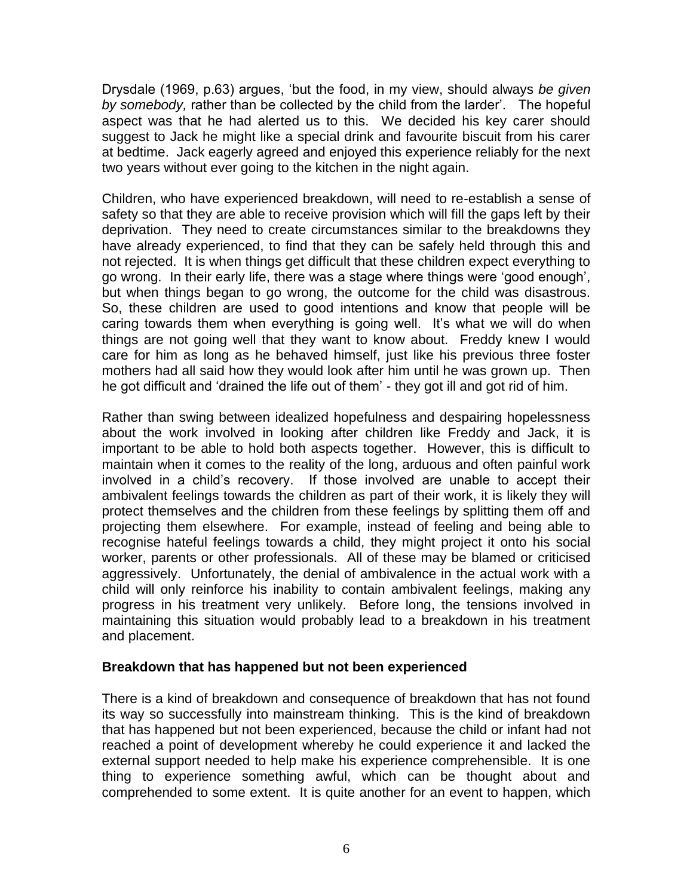Drysdale (1969, p.63) argues, 'but the food, in my view, should always *be given by somebody,* rather than be collected by the child from the larder'. The hopeful aspect was that he had alerted us to this. We decided his key carer should suggest to Jack he might like a special drink and favourite biscuit from his carer at bedtime. Jack eagerly agreed and enjoyed this experience reliably for the next two years without ever going to the kitchen in the night again.

Children, who have experienced breakdown, will need to re-establish a sense of safety so that they are able to receive provision which will fill the gaps left by their deprivation. They need to create circumstances similar to the breakdowns they have already experienced, to find that they can be safely held through this and not rejected. It is when things get difficult that these children expect everything to go wrong. In their early life, there was a stage where things were 'good enough', but when things began to go wrong, the outcome for the child was disastrous. So, these children are used to good intentions and know that people will be caring towards them when everything is going well. It's what we will do when things are not going well that they want to know about. Freddy knew I would care for him as long as he behaved himself, just like his previous three foster mothers had all said how they would look after him until he was grown up. Then he got difficult and 'drained the life out of them' - they got ill and got rid of him.

Rather than swing between idealized hopefulness and despairing hopelessness about the work involved in looking after children like Freddy and Jack, it is important to be able to hold both aspects together. However, this is difficult to maintain when it comes to the reality of the long, arduous and often painful work involved in a child's recovery. If those involved are unable to accept their ambivalent feelings towards the children as part of their work, it is likely they will protect themselves and the children from these feelings by splitting them off and projecting them elsewhere. For example, instead of feeling and being able to recognise hateful feelings towards a child, they might project it onto his social worker, parents or other professionals. All of these may be blamed or criticised aggressively. Unfortunately, the denial of ambivalence in the actual work with a child will only reinforce his inability to contain ambivalent feelings, making any progress in his treatment very unlikely. Before long, the tensions involved in maintaining this situation would probably lead to a breakdown in his treatment and placement.

**Breakdown that has happened but not been experienced**

There is a kind of breakdown and consequence of breakdown that has not found its way so successfully into mainstream thinking. This is the kind of breakdown that has happened but not been experienced, because the child or infant had not reached a point of development whereby he could experience it and lacked the external support needed to help make his experience comprehensible. It is one thing to experience something awful, which can be thought about and comprehended to some extent. It is quite another for an event to happen, which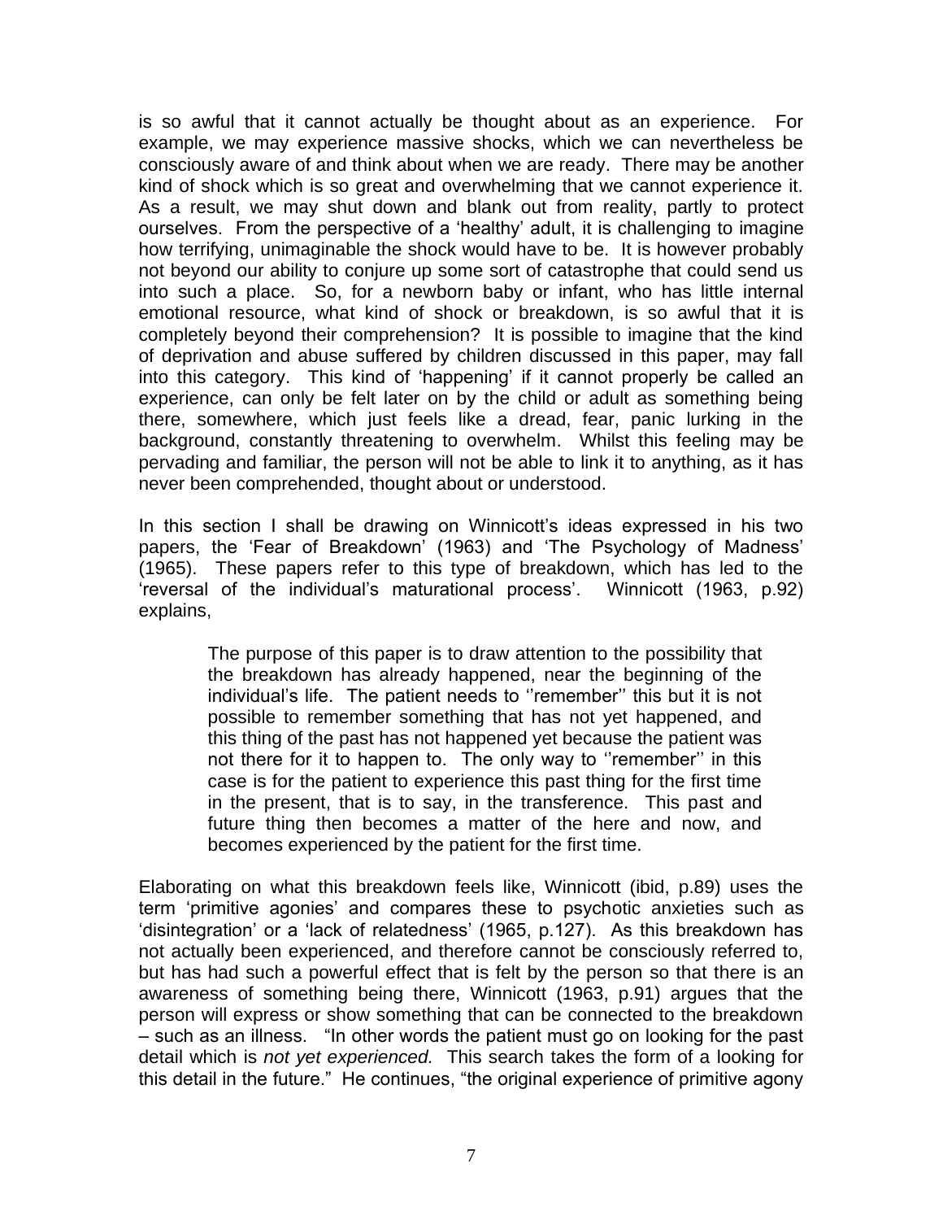is so awful that it cannot actually be thought about as an experience. For example, we may experience massive shocks, which we can nevertheless be consciously aware of and think about when we are ready. There may be another kind of shock which is so great and overwhelming that we cannot experience it. As a result, we may shut down and blank out from reality, partly to protect ourselves. From the perspective of a 'healthy' adult, it is challenging to imagine how terrifying, unimaginable the shock would have to be. It is however probably not beyond our ability to conjure up some sort of catastrophe that could send us into such a place. So, for a newborn baby or infant, who has little internal emotional resource, what kind of shock or breakdown, is so awful that it is completely beyond their comprehension? It is possible to imagine that the kind of deprivation and abuse suffered by children discussed in this paper, may fall into this category. This kind of 'happening' if it cannot properly be called an experience, can only be felt later on by the child or adult as something being there, somewhere, which just feels like a dread, fear, panic lurking in the background, constantly threatening to overwhelm. Whilst this feeling may be pervading and familiar, the person will not be able to link it to anything, as it has never been comprehended, thought about or understood.

In this section I shall be drawing on Winnicott's ideas expressed in his two papers, the 'Fear of Breakdown' (1963) and 'The Psychology of Madness' (1965). These papers refer to this type of breakdown, which has led to the 'reversal of the individual's maturational process'. Winnicott (1963, p.92) explains,

> The purpose of this paper is to draw attention to the possibility that the breakdown has already happened, near the beginning of the individual's life. The patient needs to ''remember'' this but it is not possible to remember something that has not yet happened, and this thing of the past has not happened yet because the patient was not there for it to happen to. The only way to ''remember'' in this case is for the patient to experience this past thing for the first time in the present, that is to say, in the transference. This past and future thing then becomes a matter of the here and now, and becomes experienced by the patient for the first time.

Elaborating on what this breakdown feels like, Winnicott (ibid, p.89) uses the term 'primitive agonies' and compares these to psychotic anxieties such as 'disintegration' or a 'lack of relatedness' (1965, p.127). As this breakdown has not actually been experienced, and therefore cannot be consciously referred to, but has had such a powerful effect that is felt by the person so that there is an awareness of something being there, Winnicott (1963, p.91) argues that the person will express or show something that can be connected to the breakdown – such as an illness. "In other words the patient must go on looking for the past detail which is *not yet experienced.* This search takes the form of a looking for this detail in the future." He continues, "the original experience of primitive agony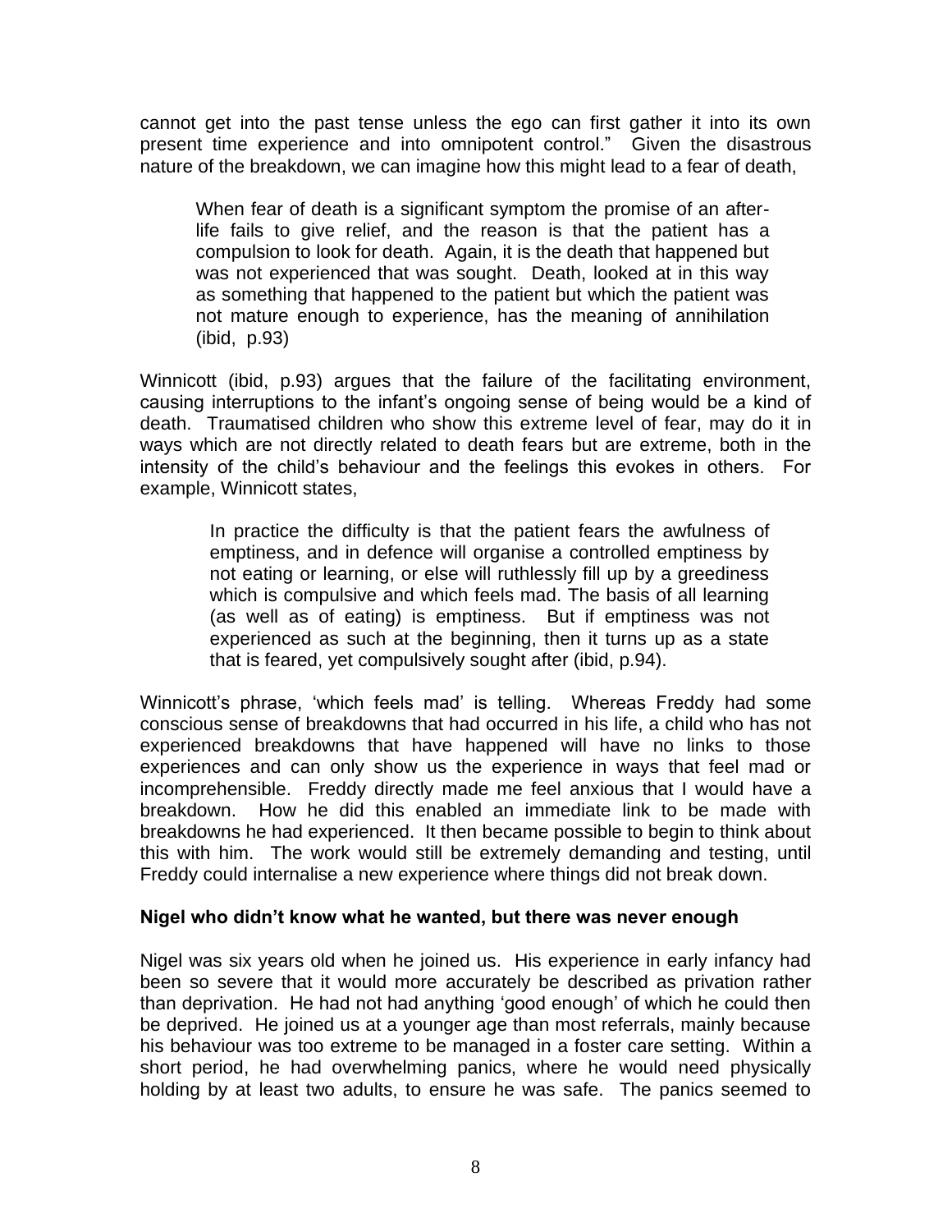cannot get into the past tense unless the ego can first gather it into its own present time experience and into omnipotent control." Given the disastrous nature of the breakdown, we can imagine how this might lead to a fear of death,

> When fear of death is a significant symptom the promise of an after-life fails to give relief, and the reason is that the patient has a compulsion to look for death. Again, it is the death that happened but was not experienced that was sought. Death, looked at in this way as something that happened to the patient but which the patient was not mature enough to experience, has the meaning of annihilation (ibid, p.93)

Winnicott (ibid, p.93) argues that the failure of the facilitating environment, causing interruptions to the infant's ongoing sense of being would be a kind of death. Traumatised children who show this extreme level of fear, may do it in ways which are not directly related to death fears but are extreme, both in the intensity of the child's behaviour and the feelings this evokes in others. For example, Winnicott states,

> In practice the difficulty is that the patient fears the awfulness of emptiness, and in defence will organise a controlled emptiness by not eating or learning, or else will ruthlessly fill up by a greediness which is compulsive and which feels mad. The basis of all learning (as well as of eating) is emptiness. But if emptiness was not experienced as such at the beginning, then it turns up as a state that is feared, yet compulsively sought after (ibid, p.94).

Winnicott's phrase, 'which feels mad' is telling. Whereas Freddy had some conscious sense of breakdowns that had occurred in his life, a child who has not experienced breakdowns that have happened will have no links to those experiences and can only show us the experience in ways that feel mad or incomprehensible. Freddy directly made me feel anxious that I would have a breakdown. How he did this enabled an immediate link to be made with breakdowns he had experienced. It then became possible to begin to think about this with him. The work would still be extremely demanding and testing, until Freddy could internalise a new experience where things did not break down.

**Nigel who didn't know what he wanted, but there was never enough**

Nigel was six years old when he joined us. His experience in early infancy had been so severe that it would more accurately be described as privation rather than deprivation. He had not had anything 'good enough' of which he could then be deprived. He joined us at a younger age than most referrals, mainly because his behaviour was too extreme to be managed in a foster care setting. Within a short period, he had overwhelming panics, where he would need physically holding by at least two adults, to ensure he was safe. The panics seemed to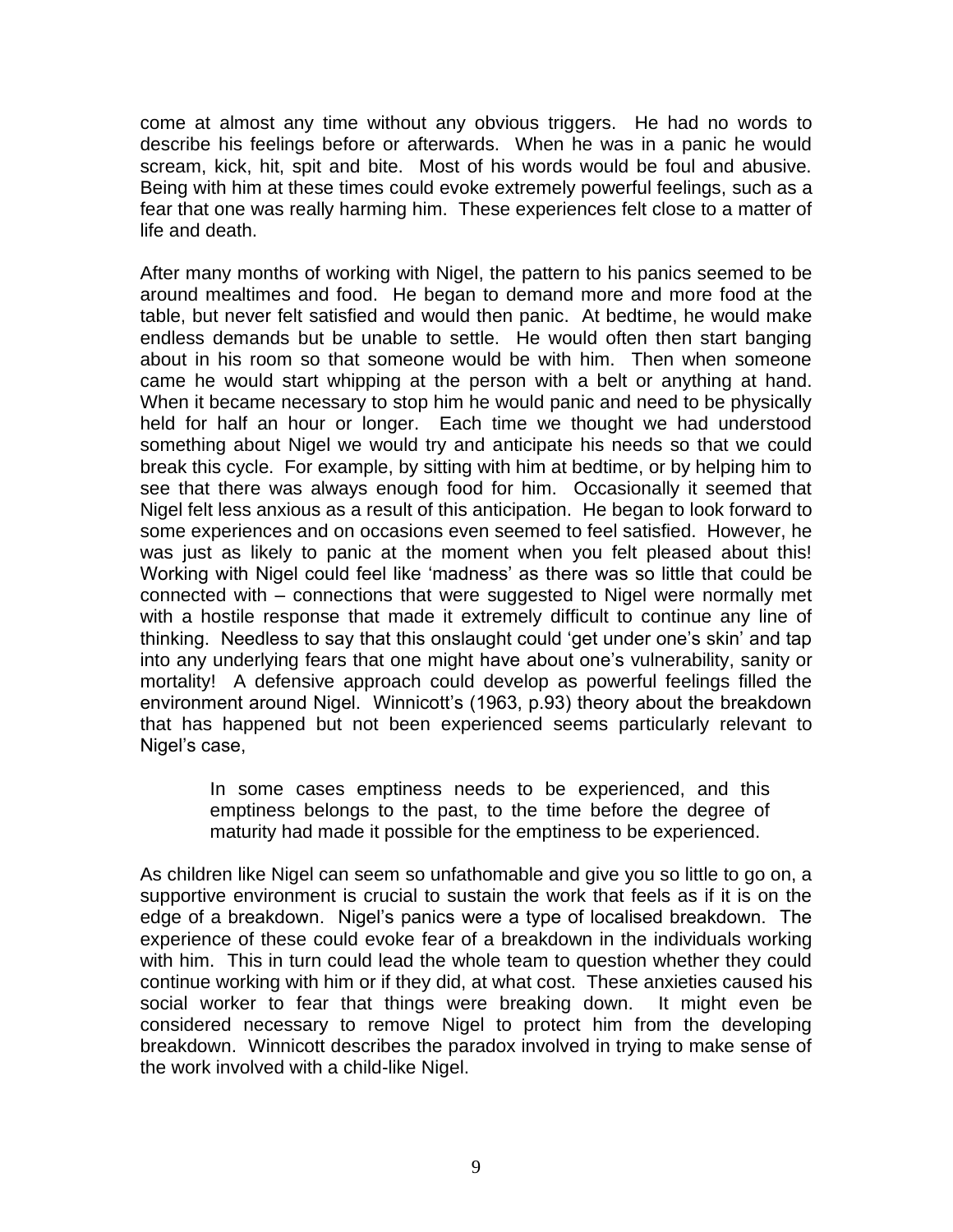come at almost any time without any obvious triggers. He had no words to describe his feelings before or afterwards. When he was in a panic he would scream, kick, hit, spit and bite. Most of his words would be foul and abusive. Being with him at these times could evoke extremely powerful feelings, such as a fear that one was really harming him. These experiences felt close to a matter of life and death.

After many months of working with Nigel, the pattern to his panics seemed to be around mealtimes and food. He began to demand more and more food at the table, but never felt satisfied and would then panic. At bedtime, he would make endless demands but be unable to settle. He would often then start banging about in his room so that someone would be with him. Then when someone came he would start whipping at the person with a belt or anything at hand. When it became necessary to stop him he would panic and need to be physically held for half an hour or longer. Each time we thought we had understood something about Nigel we would try and anticipate his needs so that we could break this cycle. For example, by sitting with him at bedtime, or by helping him to see that there was always enough food for him. Occasionally it seemed that Nigel felt less anxious as a result of this anticipation. He began to look forward to some experiences and on occasions even seemed to feel satisfied. However, he was just as likely to panic at the moment when you felt pleased about this! Working with Nigel could feel like 'madness' as there was so little that could be connected with – connections that were suggested to Nigel were normally met with a hostile response that made it extremely difficult to continue any line of thinking. Needless to say that this onslaught could 'get under one's skin' and tap into any underlying fears that one might have about one's vulnerability, sanity or mortality! A defensive approach could develop as powerful feelings filled the environment around Nigel. Winnicott's (1963, p.93) theory about the breakdown that has happened but not been experienced seems particularly relevant to Nigel's case,

> In some cases emptiness needs to be experienced, and this emptiness belongs to the past, to the time before the degree of maturity had made it possible for the emptiness to be experienced.

As children like Nigel can seem so unfathomable and give you so little to go on, a supportive environment is crucial to sustain the work that feels as if it is on the edge of a breakdown. Nigel's panics were a type of localised breakdown. The experience of these could evoke fear of a breakdown in the individuals working with him. This in turn could lead the whole team to question whether they could continue working with him or if they did, at what cost. These anxieties caused his social worker to fear that things were breaking down. It might even be considered necessary to remove Nigel to protect him from the developing breakdown. Winnicott describes the paradox involved in trying to make sense of the work involved with a child-like Nigel.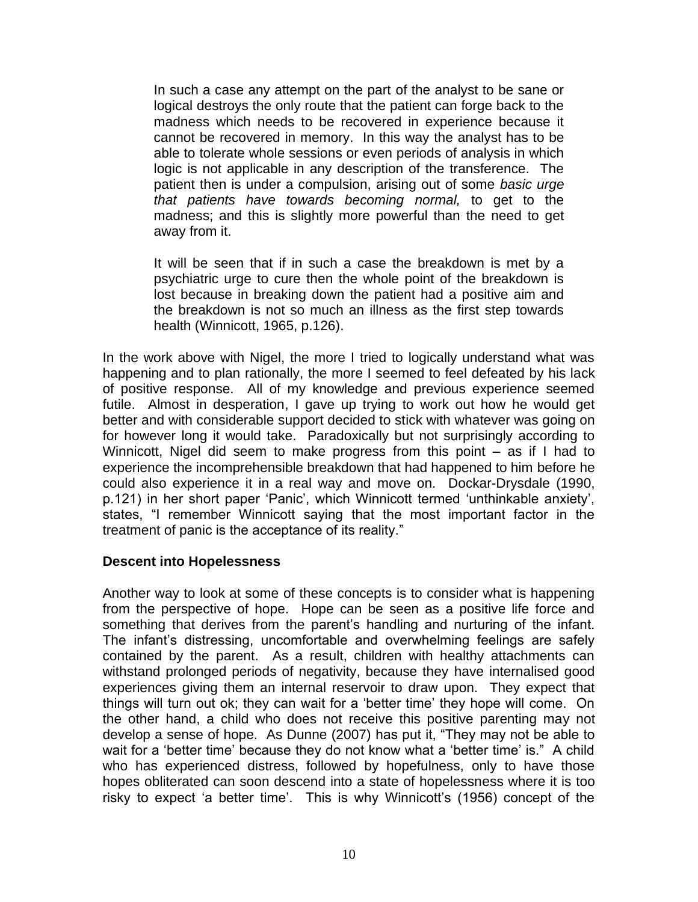> In such a case any attempt on the part of the analyst to be sane or logical destroys the only route that the patient can forge back to the madness which needs to be recovered in experience because it cannot be recovered in memory. In this way the analyst has to be able to tolerate whole sessions or even periods of analysis in which logic is not applicable in any description of the transference. The patient then is under a compulsion, arising out of some *basic urge that patients have towards becoming normal,* to get to the madness; and this is slightly more powerful than the need to get away from it.
>
> It will be seen that if in such a case the breakdown is met by a psychiatric urge to cure then the whole point of the breakdown is lost because in breaking down the patient had a positive aim and the breakdown is not so much an illness as the first step towards health (Winnicott, 1965, p.126).

In the work above with Nigel, the more I tried to logically understand what was happening and to plan rationally, the more I seemed to feel defeated by his lack of positive response. All of my knowledge and previous experience seemed futile. Almost in desperation, I gave up trying to work out how he would get better and with considerable support decided to stick with whatever was going on for however long it would take. Paradoxically but not surprisingly according to Winnicott, Nigel did seem to make progress from this point – as if I had to experience the incomprehensible breakdown that had happened to him before he could also experience it in a real way and move on. Dockar-Drysdale (1990, p.121) in her short paper 'Panic', which Winnicott termed 'unthinkable anxiety', states, "I remember Winnicott saying that the most important factor in the treatment of panic is the acceptance of its reality."

**Descent into Hopelessness**

Another way to look at some of these concepts is to consider what is happening from the perspective of hope. Hope can be seen as a positive life force and something that derives from the parent's handling and nurturing of the infant. The infant's distressing, uncomfortable and overwhelming feelings are safely contained by the parent. As a result, children with healthy attachments can withstand prolonged periods of negativity, because they have internalised good experiences giving them an internal reservoir to draw upon. They expect that things will turn out ok; they can wait for a 'better time' they hope will come. On the other hand, a child who does not receive this positive parenting may not develop a sense of hope. As Dunne (2007) has put it, "They may not be able to wait for a 'better time' because they do not know what a 'better time' is." A child who has experienced distress, followed by hopefulness, only to have those hopes obliterated can soon descend into a state of hopelessness where it is too risky to expect 'a better time'. This is why Winnicott's (1956) concept of the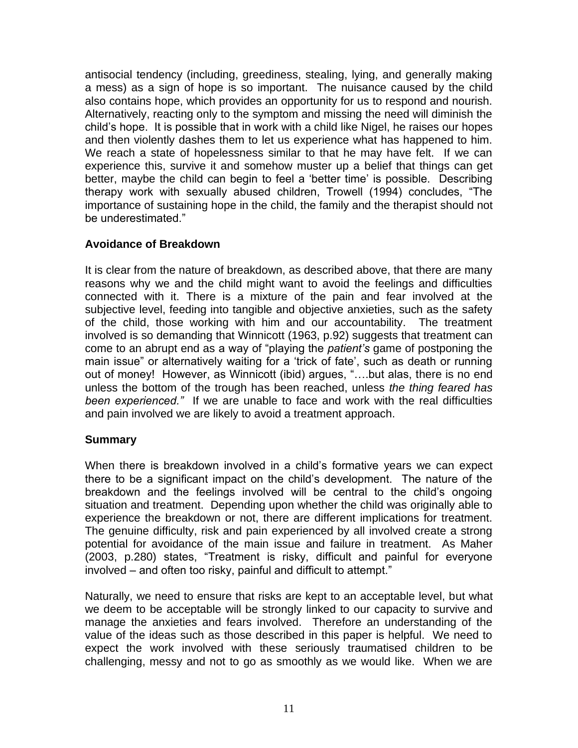antisocial tendency (including, greediness, stealing, lying, and generally making a mess) as a sign of hope is so important. The nuisance caused by the child also contains hope, which provides an opportunity for us to respond and nourish. Alternatively, reacting only to the symptom and missing the need will diminish the child's hope. It is possible that in work with a child like Nigel, he raises our hopes and then violently dashes them to let us experience what has happened to him. We reach a state of hopelessness similar to that he may have felt. If we can experience this, survive it and somehow muster up a belief that things can get better, maybe the child can begin to feel a 'better time' is possible. Describing therapy work with sexually abused children, Trowell (1994) concludes, "The importance of sustaining hope in the child, the family and the therapist should not be underestimated."

### Avoidance of Breakdown

It is clear from the nature of breakdown, as described above, that there are many reasons why we and the child might want to avoid the feelings and difficulties connected with it. There is a mixture of the pain and fear involved at the subjective level, feeding into tangible and objective anxieties, such as the safety of the child, those working with him and our accountability. The treatment involved is so demanding that Winnicott (1963, p.92) suggests that treatment can come to an abrupt end as a way of "playing the *patient's* game of postponing the main issue" or alternatively waiting for a 'trick of fate', such as death or running out of money! However, as Winnicott (ibid) argues, "….but alas, there is no end unless the bottom of the trough has been reached, unless *the thing feared has been experienced."* If we are unable to face and work with the real difficulties and pain involved we are likely to avoid a treatment approach.

### Summary

When there is breakdown involved in a child's formative years we can expect there to be a significant impact on the child's development. The nature of the breakdown and the feelings involved will be central to the child's ongoing situation and treatment. Depending upon whether the child was originally able to experience the breakdown or not, there are different implications for treatment. The genuine difficulty, risk and pain experienced by all involved create a strong potential for avoidance of the main issue and failure in treatment. As Maher (2003, p.280) states, "Treatment is risky, difficult and painful for everyone involved – and often too risky, painful and difficult to attempt."

Naturally, we need to ensure that risks are kept to an acceptable level, but what we deem to be acceptable will be strongly linked to our capacity to survive and manage the anxieties and fears involved. Therefore an understanding of the value of the ideas such as those described in this paper is helpful. We need to expect the work involved with these seriously traumatised children to be challenging, messy and not to go as smoothly as we would like. When we are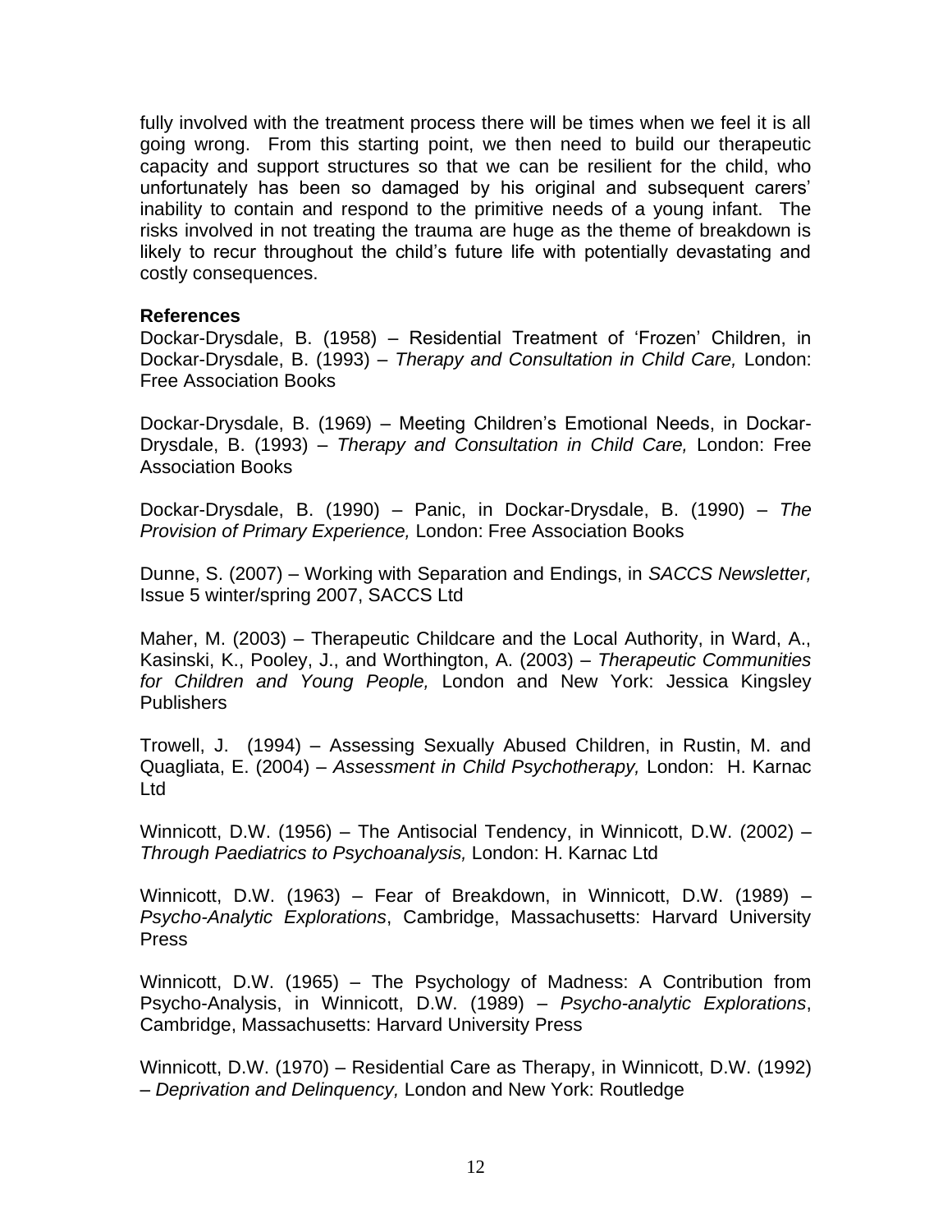fully involved with the treatment process there will be times when we feel it is all going wrong. From this starting point, we then need to build our therapeutic capacity and support structures so that we can be resilient for the child, who unfortunately has been so damaged by his original and subsequent carers' inability to contain and respond to the primitive needs of a young infant. The risks involved in not treating the trauma are huge as the theme of breakdown is likely to recur throughout the child's future life with potentially devastating and costly consequences.

**References**

Dockar-Drysdale, B. (1958) – Residential Treatment of 'Frozen' Children, in Dockar-Drysdale, B. (1993) – *Therapy and Consultation in Child Care,* London: Free Association Books

Dockar-Drysdale, B. (1969) – Meeting Children's Emotional Needs, in Dockar-Drysdale, B. (1993) – *Therapy and Consultation in Child Care,* London: Free Association Books

Dockar-Drysdale, B. (1990) – Panic, in Dockar-Drysdale, B. (1990) – *The Provision of Primary Experience,* London: Free Association Books

Dunne, S. (2007) – Working with Separation and Endings, in *SACCS Newsletter,* Issue 5 winter/spring 2007, SACCS Ltd

Maher, M. (2003) – Therapeutic Childcare and the Local Authority, in Ward, A., Kasinski, K., Pooley, J., and Worthington, A. (2003) – *Therapeutic Communities for Children and Young People,* London and New York: Jessica Kingsley Publishers

Trowell, J. (1994) – Assessing Sexually Abused Children, in Rustin, M. and Quagliata, E. (2004) – *Assessment in Child Psychotherapy,* London: H. Karnac Ltd

Winnicott, D.W. (1956) – The Antisocial Tendency, in Winnicott, D.W. (2002) – *Through Paediatrics to Psychoanalysis,* London: H. Karnac Ltd

Winnicott, D.W. (1963) – Fear of Breakdown, in Winnicott, D.W. (1989) – *Psycho-Analytic Explorations*, Cambridge, Massachusetts: Harvard University Press

Winnicott, D.W. (1965) – The Psychology of Madness: A Contribution from Psycho-Analysis, in Winnicott, D.W. (1989) – *Psycho-analytic Explorations*, Cambridge, Massachusetts: Harvard University Press

Winnicott, D.W. (1970) – Residential Care as Therapy, in Winnicott, D.W. (1992) – *Deprivation and Delinquency,* London and New York: Routledge